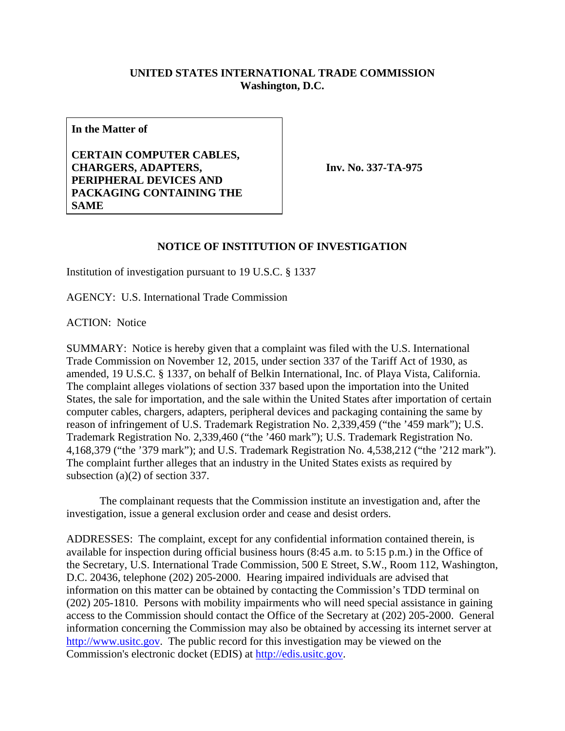**UNITED STATES INTERNATIONAL TRADE COMMISSION**
**Washington, D.C.**

| **In the Matter of**<br><br>**CERTAIN COMPUTER CABLES, CHARGERS, ADAPTERS, PERIPHERAL DEVICES AND PACKAGING CONTAINING THE SAME** | **Inv. No. 337-TA-975** |
|---|---|

## NOTICE OF INSTITUTION OF INVESTIGATION

Institution of investigation pursuant to 19 U.S.C. § 1337

AGENCY: U.S. International Trade Commission

ACTION: Notice

SUMMARY: Notice is hereby given that a complaint was filed with the U.S. International Trade Commission on November 12, 2015, under section 337 of the Tariff Act of 1930, as amended, 19 U.S.C. § 1337, on behalf of Belkin International, Inc. of Playa Vista, California. The complaint alleges violations of section 337 based upon the importation into the United States, the sale for importation, and the sale within the United States after importation of certain computer cables, chargers, adapters, peripheral devices and packaging containing the same by reason of infringement of U.S. Trademark Registration No. 2,339,459 ("the '459 mark"); U.S. Trademark Registration No. 2,339,460 ("the '460 mark"); U.S. Trademark Registration No. 4,168,379 ("the '379 mark"); and U.S. Trademark Registration No. 4,538,212 ("the '212 mark"). The complaint further alleges that an industry in the United States exists as required by subsection (a)(2) of section 337.

The complainant requests that the Commission institute an investigation and, after the investigation, issue a general exclusion order and cease and desist orders.

ADDRESSES: The complaint, except for any confidential information contained therein, is available for inspection during official business hours (8:45 a.m. to 5:15 p.m.) in the Office of the Secretary, U.S. International Trade Commission, 500 E Street, S.W., Room 112, Washington, D.C. 20436, telephone (202) 205-2000. Hearing impaired individuals are advised that information on this matter can be obtained by contacting the Commission's TDD terminal on (202) 205-1810. Persons with mobility impairments who will need special assistance in gaining access to the Commission should contact the Office of the Secretary at (202) 205-2000. General information concerning the Commission may also be obtained by accessing its internet server at http://www.usitc.gov. The public record for this investigation may be viewed on the Commission's electronic docket (EDIS) at http://edis.usitc.gov.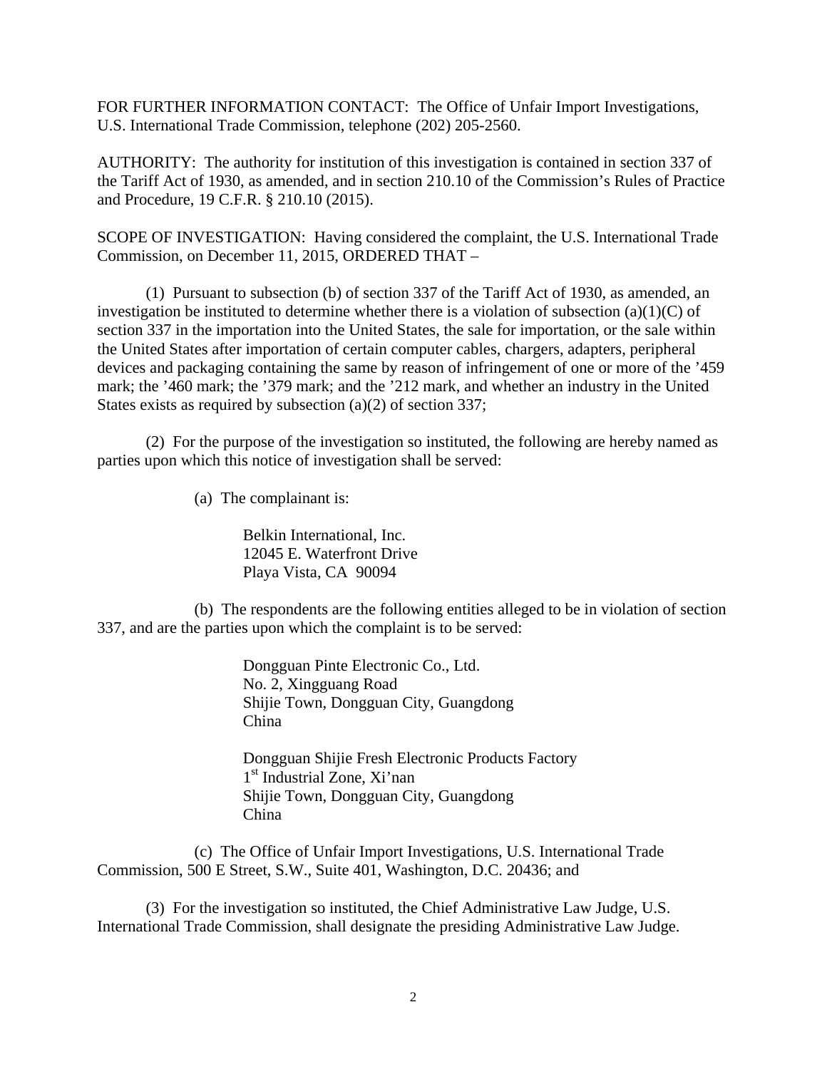FOR FURTHER INFORMATION CONTACT: The Office of Unfair Import Investigations, U.S. International Trade Commission, telephone (202) 205-2560.

AUTHORITY: The authority for institution of this investigation is contained in section 337 of the Tariff Act of 1930, as amended, and in section 210.10 of the Commission's Rules of Practice and Procedure, 19 C.F.R. § 210.10 (2015).

SCOPE OF INVESTIGATION: Having considered the complaint, the U.S. International Trade Commission, on December 11, 2015, ORDERED THAT –

(1) Pursuant to subsection (b) of section 337 of the Tariff Act of 1930, as amended, an investigation be instituted to determine whether there is a violation of subsection (a)(1)(C) of section 337 in the importation into the United States, the sale for importation, or the sale within the United States after importation of certain computer cables, chargers, adapters, peripheral devices and packaging containing the same by reason of infringement of one or more of the '459 mark; the '460 mark; the '379 mark; and the '212 mark, and whether an industry in the United States exists as required by subsection (a)(2) of section 337;

(2) For the purpose of the investigation so instituted, the following are hereby named as parties upon which this notice of investigation shall be served:

(a) The complainant is:

Belkin International, Inc.
12045 E. Waterfront Drive
Playa Vista, CA 90094

(b) The respondents are the following entities alleged to be in violation of section 337, and are the parties upon which the complaint is to be served:

Dongguan Pinte Electronic Co., Ltd.
No. 2, Xingguang Road
Shijie Town, Dongguan City, Guangdong
China

Dongguan Shijie Fresh Electronic Products Factory
1st Industrial Zone, Xi'nan
Shijie Town, Dongguan City, Guangdong
China

(c) The Office of Unfair Import Investigations, U.S. International Trade Commission, 500 E Street, S.W., Suite 401, Washington, D.C. 20436; and

(3) For the investigation so instituted, the Chief Administrative Law Judge, U.S. International Trade Commission, shall designate the presiding Administrative Law Judge.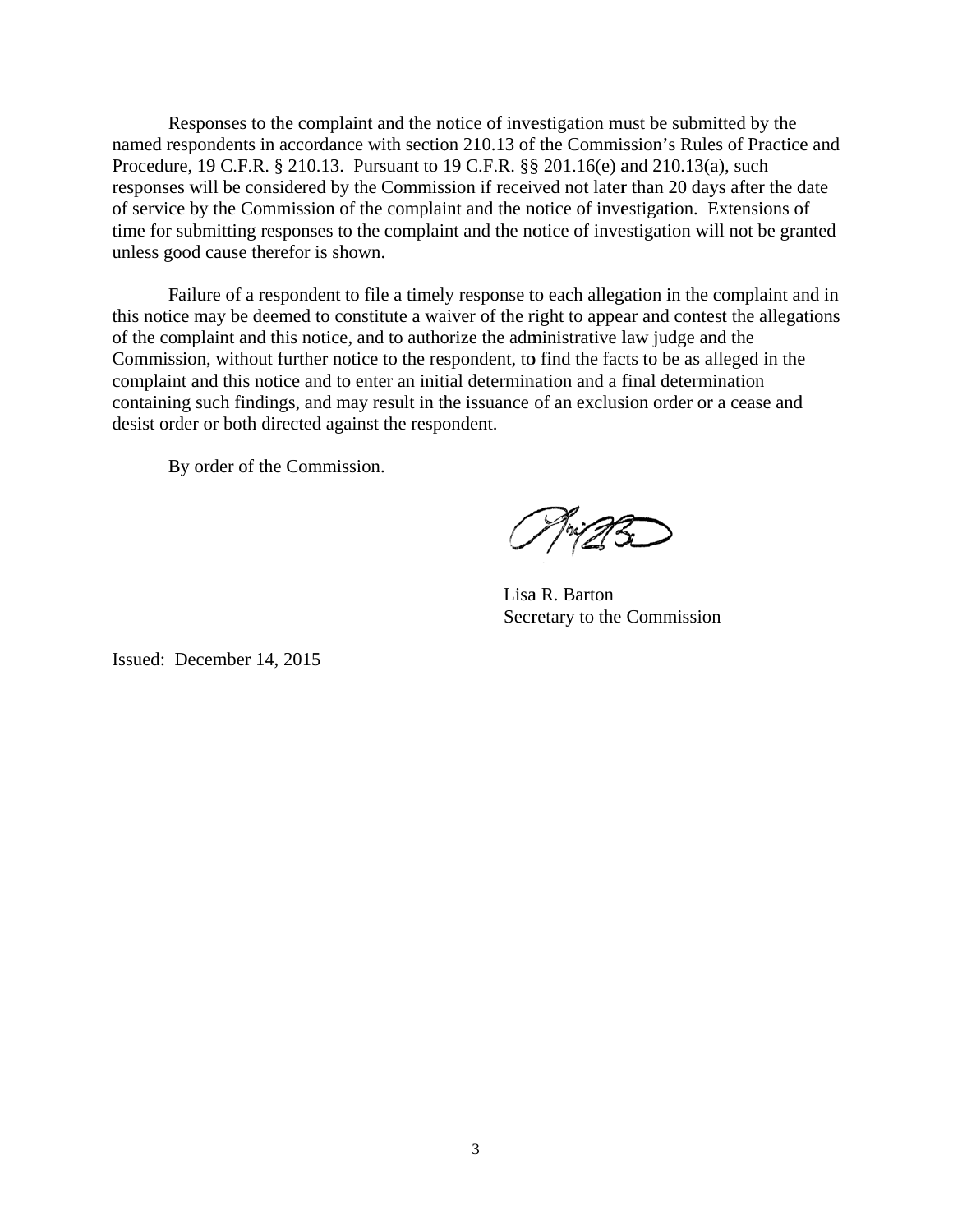Responses to the complaint and the notice of investigation must be submitted by the named respondents in accordance with section 210.13 of the Commission's Rules of Practice and Procedure, 19 C.F.R. § 210.13. Pursuant to 19 C.F.R. §§ 201.16(e) and 210.13(a), such responses will be considered by the Commission if received not later than 20 days after the date of service by the Commission of the complaint and the notice of investigation. Extensions of time for submitting responses to the complaint and the notice of investigation will not be granted unless good cause therefor is shown.

Failure of a respondent to file a timely response to each allegation in the complaint and in this notice may be deemed to constitute a waiver of the right to appear and contest the allegations of the complaint and this notice, and to authorize the administrative law judge and the Commission, without further notice to the respondent, to find the facts to be as alleged in the complaint and this notice and to enter an initial determination and a final determination containing such findings, and may result in the issuance of an exclusion order or a cease and desist order or both directed against the respondent.

By order of the Commission.

Lisa R. Barton
Secretary to the Commission

Issued: December 14, 2015